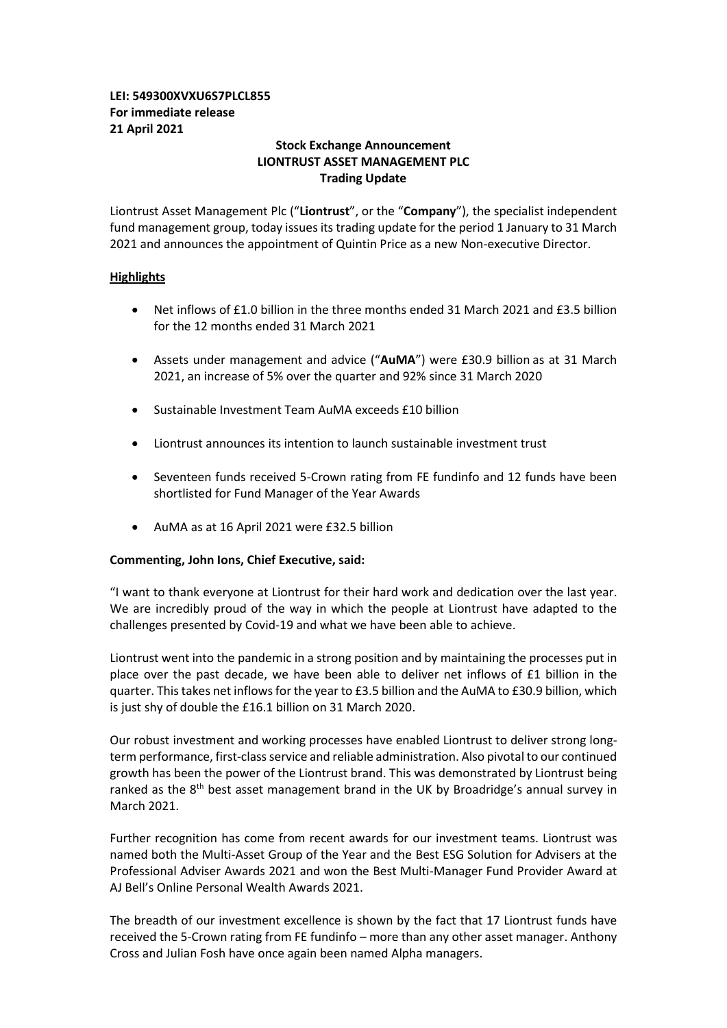**LEI: 549300XVXU6S7PLCL855**
**For immediate release**
**21 April 2021**

**Stock Exchange Announcement**
**LIONTRUST ASSET MANAGEMENT PLC**
**Trading Update**

Liontrust Asset Management Plc ("**Liontrust**", or the "**Company**"), the specialist independent fund management group, today issues its trading update for the period 1 January to 31 March 2021 and announces the appointment of Quintin Price as a new Non-executive Director.

## Highlights

- Net inflows of £1.0 billion in the three months ended 31 March 2021 and £3.5 billion for the 12 months ended 31 March 2021
- Assets under management and advice ("**AuMA**") were £30.9 billion as at 31 March 2021, an increase of 5% over the quarter and 92% since 31 March 2020
- Sustainable Investment Team AuMA exceeds £10 billion
- Liontrust announces its intention to launch sustainable investment trust
- Seventeen funds received 5-Crown rating from FE fundinfo and 12 funds have been shortlisted for Fund Manager of the Year Awards
- AuMA as at 16 April 2021 were £32.5 billion

**Commenting, John Ions, Chief Executive, said:**

"I want to thank everyone at Liontrust for their hard work and dedication over the last year. We are incredibly proud of the way in which the people at Liontrust have adapted to the challenges presented by Covid-19 and what we have been able to achieve.

Liontrust went into the pandemic in a strong position and by maintaining the processes put in place over the past decade, we have been able to deliver net inflows of £1 billion in the quarter. This takes net inflows for the year to £3.5 billion and the AuMA to £30.9 billion, which is just shy of double the £16.1 billion on 31 March 2020.

Our robust investment and working processes have enabled Liontrust to deliver strong long-term performance, first-class service and reliable administration. Also pivotal to our continued growth has been the power of the Liontrust brand. This was demonstrated by Liontrust being ranked as the 8th best asset management brand in the UK by Broadridge's annual survey in March 2021.

Further recognition has come from recent awards for our investment teams. Liontrust was named both the Multi-Asset Group of the Year and the Best ESG Solution for Advisers at the Professional Adviser Awards 2021 and won the Best Multi-Manager Fund Provider Award at AJ Bell's Online Personal Wealth Awards 2021.

The breadth of our investment excellence is shown by the fact that 17 Liontrust funds have received the 5-Crown rating from FE fundinfo – more than any other asset manager. Anthony Cross and Julian Fosh have once again been named Alpha managers.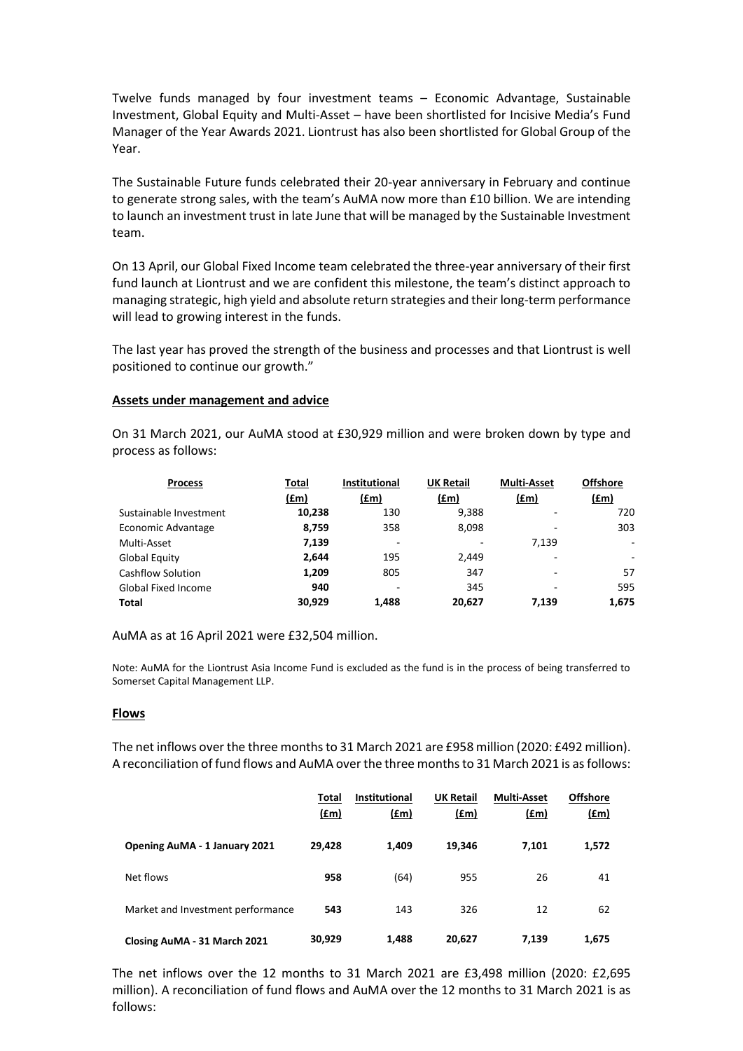Twelve funds managed by four investment teams – Economic Advantage, Sustainable Investment, Global Equity and Multi-Asset – have been shortlisted for Incisive Media's Fund Manager of the Year Awards 2021. Liontrust has also been shortlisted for Global Group of the Year.

The Sustainable Future funds celebrated their 20-year anniversary in February and continue to generate strong sales, with the team's AuMA now more than £10 billion. We are intending to launch an investment trust in late June that will be managed by the Sustainable Investment team.

On 13 April, our Global Fixed Income team celebrated the three-year anniversary of their first fund launch at Liontrust and we are confident this milestone, the team's distinct approach to managing strategic, high yield and absolute return strategies and their long-term performance will lead to growing interest in the funds.

The last year has proved the strength of the business and processes and that Liontrust is well positioned to continue our growth."

**Assets under management and advice**

On 31 March 2021, our AuMA stood at £30,929 million and were broken down by type and process as follows:

| Process | Total (£m) | Institutional (£m) | UK Retail (£m) | Multi-Asset (£m) | Offshore (£m) |
|---|---|---|---|---|---|
| Sustainable Investment | **10,238** | 130 | 9,388 | - | 720 |
| Economic Advantage | **8,759** | 358 | 8,098 | - | 303 |
| Multi-Asset | **7,139** | - | - | 7,139 | - |
| Global Equity | **2,644** | 195 | 2,449 | - | - |
| Cashflow Solution | **1,209** | 805 | 347 | - | 57 |
| Global Fixed Income | **940** | - | 345 | - | 595 |
| **Total** | **30,929** | **1,488** | **20,627** | **7,139** | **1,675** |

AuMA as at 16 April 2021 were £32,504 million.

Note: AuMA for the Liontrust Asia Income Fund is excluded as the fund is in the process of being transferred to Somerset Capital Management LLP.

**Flows**

The net inflows over the three months to 31 March 2021 are £958 million (2020: £492 million). A reconciliation of fund flows and AuMA over the three months to 31 March 2021 is as follows:

| | Total (£m) | Institutional (£m) | UK Retail (£m) | Multi-Asset (£m) | Offshore (£m) |
|---|---|---|---|---|---|
| **Opening AuMA - 1 January 2021** | **29,428** | **1,409** | **19,346** | **7,101** | **1,572** |
| Net flows | **958** | (64) | 955 | 26 | 41 |
| Market and Investment performance | **543** | 143 | 326 | 12 | 62 |
| **Closing AuMA - 31 March 2021** | **30,929** | **1,488** | **20,627** | **7,139** | **1,675** |

The net inflows over the 12 months to 31 March 2021 are £3,498 million (2020: £2,695 million). A reconciliation of fund flows and AuMA over the 12 months to 31 March 2021 is as follows: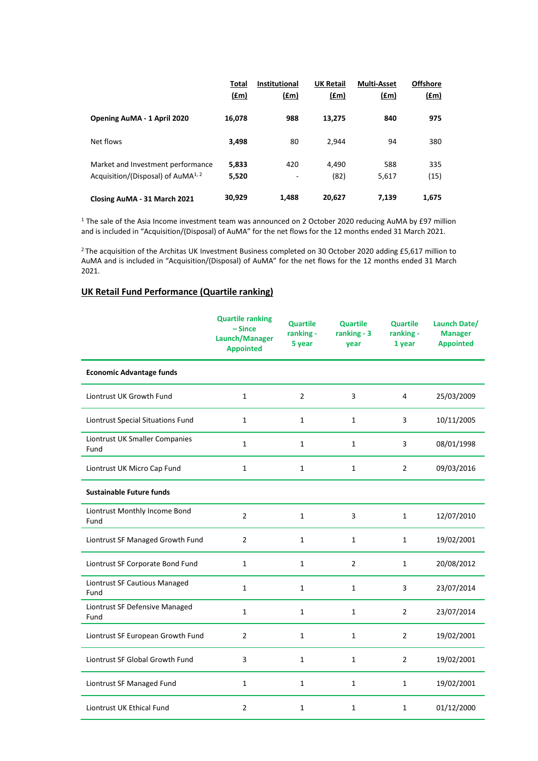| | Total (£m) | Institutional (£m) | UK Retail (£m) | Multi-Asset (£m) | Offshore (£m) |
|---|---|---|---|---|---|
| **Opening AuMA - 1 April 2020** | **16,078** | **988** | **13,275** | **840** | **975** |
| Net flows | **3,498** | 80 | 2,944 | 94 | 380 |
| Market and Investment performance | **5,833** | 420 | 4,490 | 588 | 335 |
| Acquisition/(Disposal) of AuMA[1, 2] | **5,520** | - | (82) | 5,617 | (15) |
| **Closing AuMA - 31 March 2021** | **30,929** | **1,488** | **20,627** | **7,139** | **1,675** |

[1] The sale of the Asia Income investment team was announced on 2 October 2020 reducing AuMA by £97 million and is included in "Acquisition/(Disposal) of AuMA" for the net flows for the 12 months ended 31 March 2021.

[2] The acquisition of the Architas UK Investment Business completed on 30 October 2020 adding £5,617 million to AuMA and is included in "Acquisition/(Disposal) of AuMA" for the net flows for the 12 months ended 31 March 2021.

## UK Retail Fund Performance (Quartile ranking)

| | Quartile ranking – Since Launch/Manager Appointed | Quartile ranking - 5 year | Quartile ranking - 3 year | Quartile ranking - 1 year | Launch Date/ Manager Appointed |
|---|---|---|---|---|---|
| **Economic Advantage funds** | | | | | |
| Liontrust UK Growth Fund | 1 | 2 | 3 | 4 | 25/03/2009 |
| Liontrust Special Situations Fund | 1 | 1 | 1 | 3 | 10/11/2005 |
| Liontrust UK Smaller Companies Fund | 1 | 1 | 1 | 3 | 08/01/1998 |
| Liontrust UK Micro Cap Fund | 1 | 1 | 1 | 2 | 09/03/2016 |
| **Sustainable Future funds** | | | | | |
| Liontrust Monthly Income Bond Fund | 2 | 1 | 3 | 1 | 12/07/2010 |
| Liontrust SF Managed Growth Fund | 2 | 1 | 1 | 1 | 19/02/2001 |
| Liontrust SF Corporate Bond Fund | 1 | 1 | 2 | 1 | 20/08/2012 |
| Liontrust SF Cautious Managed Fund | 1 | 1 | 1 | 3 | 23/07/2014 |
| Liontrust SF Defensive Managed Fund | 1 | 1 | 1 | 2 | 23/07/2014 |
| Liontrust SF European Growth Fund | 2 | 1 | 1 | 2 | 19/02/2001 |
| Liontrust SF Global Growth Fund | 3 | 1 | 1 | 2 | 19/02/2001 |
| Liontrust SF Managed Fund | 1 | 1 | 1 | 1 | 19/02/2001 |
| Liontrust UK Ethical Fund | 2 | 1 | 1 | 1 | 01/12/2000 |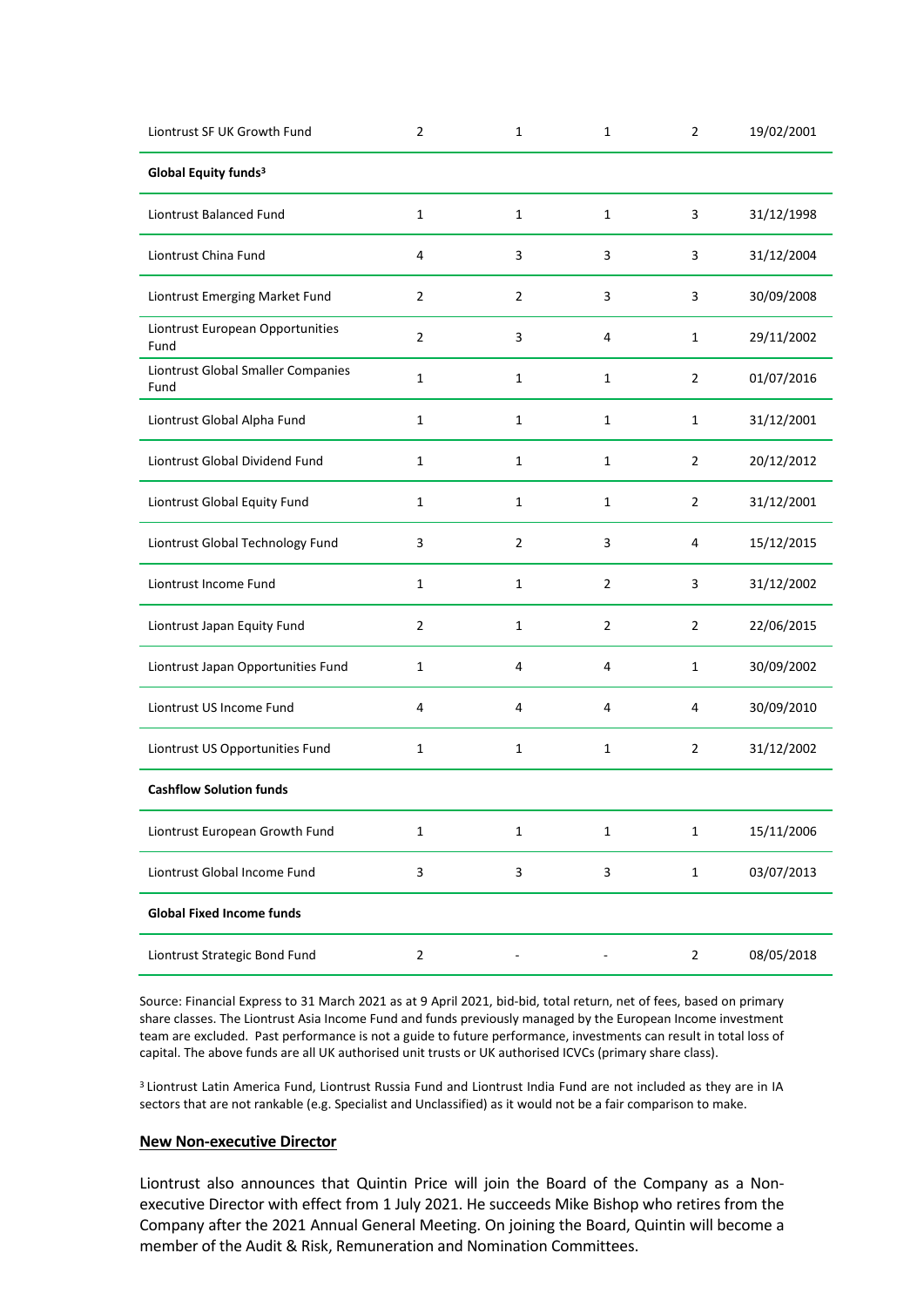| | | | | | |
|---|---|---|---|---|---|
| Liontrust SF UK Growth Fund | 2 | 1 | 1 | 2 | 19/02/2001 |
| **Global Equity funds[3]** | | | | | |
| Liontrust Balanced Fund | 1 | 1 | 1 | 3 | 31/12/1998 |
| Liontrust China Fund | 4 | 3 | 3 | 3 | 31/12/2004 |
| Liontrust Emerging Market Fund | 2 | 2 | 3 | 3 | 30/09/2008 |
| Liontrust European Opportunities Fund | 2 | 3 | 4 | 1 | 29/11/2002 |
| Liontrust Global Smaller Companies Fund | 1 | 1 | 1 | 2 | 01/07/2016 |
| Liontrust Global Alpha Fund | 1 | 1 | 1 | 1 | 31/12/2001 |
| Liontrust Global Dividend Fund | 1 | 1 | 1 | 2 | 20/12/2012 |
| Liontrust Global Equity Fund | 1 | 1 | 1 | 2 | 31/12/2001 |
| Liontrust Global Technology Fund | 3 | 2 | 3 | 4 | 15/12/2015 |
| Liontrust Income Fund | 1 | 1 | 2 | 3 | 31/12/2002 |
| Liontrust Japan Equity Fund | 2 | 1 | 2 | 2 | 22/06/2015 |
| Liontrust Japan Opportunities Fund | 1 | 4 | 4 | 1 | 30/09/2002 |
| Liontrust US Income Fund | 4 | 4 | 4 | 4 | 30/09/2010 |
| Liontrust US Opportunities Fund | 1 | 1 | 1 | 2 | 31/12/2002 |
| **Cashflow Solution funds** | | | | | |
| Liontrust European Growth Fund | 1 | 1 | 1 | 1 | 15/11/2006 |
| Liontrust Global Income Fund | 3 | 3 | 3 | 1 | 03/07/2013 |
| **Global Fixed Income funds** | | | | | |
| Liontrust Strategic Bond Fund | 2 | - | - | 2 | 08/05/2018 |

Source: Financial Express to 31 March 2021 as at 9 April 2021, bid-bid, total return, net of fees, based on primary share classes. The Liontrust Asia Income Fund and funds previously managed by the European Income investment team are excluded. Past performance is not a guide to future performance, investments can result in total loss of capital. The above funds are all UK authorised unit trusts or UK authorised ICVCs (primary share class).

[3] Liontrust Latin America Fund, Liontrust Russia Fund and Liontrust India Fund are not included as they are in IA sectors that are not rankable (e.g. Specialist and Unclassified) as it would not be a fair comparison to make.

## New Non-executive Director

Liontrust also announces that Quintin Price will join the Board of the Company as a Non-executive Director with effect from 1 July 2021. He succeeds Mike Bishop who retires from the Company after the 2021 Annual General Meeting. On joining the Board, Quintin will become a member of the Audit & Risk, Remuneration and Nomination Committees.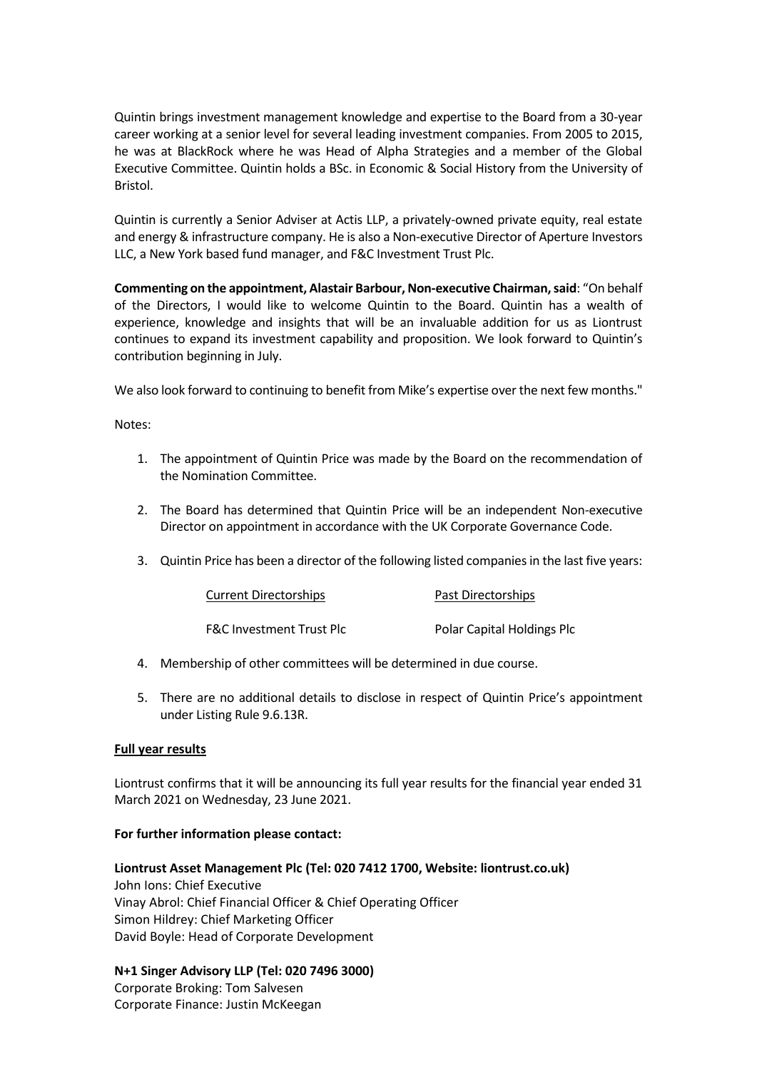Quintin brings investment management knowledge and expertise to the Board from a 30-year career working at a senior level for several leading investment companies. From 2005 to 2015, he was at BlackRock where he was Head of Alpha Strategies and a member of the Global Executive Committee. Quintin holds a BSc. in Economic & Social History from the University of Bristol.

Quintin is currently a Senior Adviser at Actis LLP, a privately-owned private equity, real estate and energy & infrastructure company. He is also a Non-executive Director of Aperture Investors LLC, a New York based fund manager, and F&C Investment Trust Plc.

**Commenting on the appointment, Alastair Barbour, Non-executive Chairman, said**: "On behalf of the Directors, I would like to welcome Quintin to the Board. Quintin has a wealth of experience, knowledge and insights that will be an invaluable addition for us as Liontrust continues to expand its investment capability and proposition. We look forward to Quintin's contribution beginning in July.

We also look forward to continuing to benefit from Mike's expertise over the next few months."

Notes:

1. The appointment of Quintin Price was made by the Board on the recommendation of the Nomination Committee.

2. The Board has determined that Quintin Price will be an independent Non-executive Director on appointment in accordance with the UK Corporate Governance Code.

3. Quintin Price has been a director of the following listed companies in the last five years:

| Current Directorships | Past Directorships |
| --- | --- |
| F&C Investment Trust Plc | Polar Capital Holdings Plc |

4. Membership of other committees will be determined in due course.

5. There are no additional details to disclose in respect of Quintin Price's appointment under Listing Rule 9.6.13R.

**Full year results**

Liontrust confirms that it will be announcing its full year results for the financial year ended 31 March 2021 on Wednesday, 23 June 2021.

**For further information please contact:**

**Liontrust Asset Management Plc (Tel: 020 7412 1700, Website: liontrust.co.uk)**
John Ions: Chief Executive
Vinay Abrol: Chief Financial Officer & Chief Operating Officer
Simon Hildrey: Chief Marketing Officer
David Boyle: Head of Corporate Development

**N+1 Singer Advisory LLP (Tel: 020 7496 3000)**
Corporate Broking: Tom Salvesen
Corporate Finance: Justin McKeegan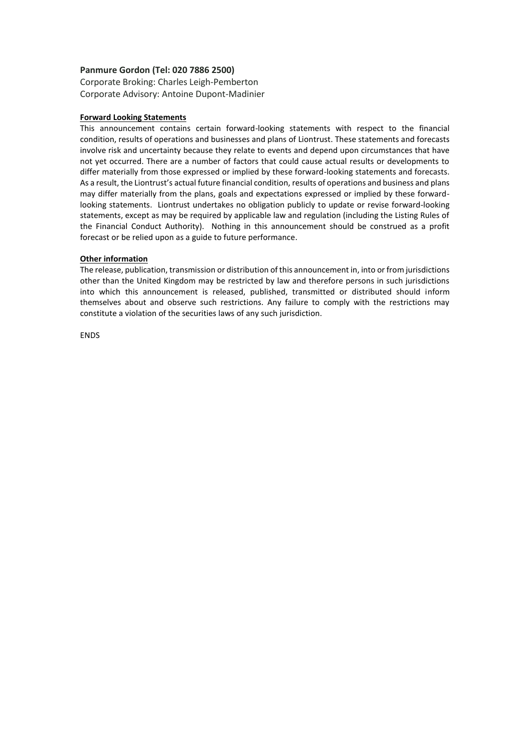**Panmure Gordon (Tel: 020 7886 2500)**
Corporate Broking: Charles Leigh-Pemberton
Corporate Advisory: Antoine Dupont-Madinier

**Forward Looking Statements**

This announcement contains certain forward-looking statements with respect to the financial condition, results of operations and businesses and plans of Liontrust. These statements and forecasts involve risk and uncertainty because they relate to events and depend upon circumstances that have not yet occurred. There are a number of factors that could cause actual results or developments to differ materially from those expressed or implied by these forward-looking statements and forecasts. As a result, the Liontrust's actual future financial condition, results of operations and business and plans may differ materially from the plans, goals and expectations expressed or implied by these forward-looking statements. Liontrust undertakes no obligation publicly to update or revise forward-looking statements, except as may be required by applicable law and regulation (including the Listing Rules of the Financial Conduct Authority). Nothing in this announcement should be construed as a profit forecast or be relied upon as a guide to future performance.

**Other information**

The release, publication, transmission or distribution of this announcement in, into or from jurisdictions other than the United Kingdom may be restricted by law and therefore persons in such jurisdictions into which this announcement is released, published, transmitted or distributed should inform themselves about and observe such restrictions. Any failure to comply with the restrictions may constitute a violation of the securities laws of any such jurisdiction.

ENDS